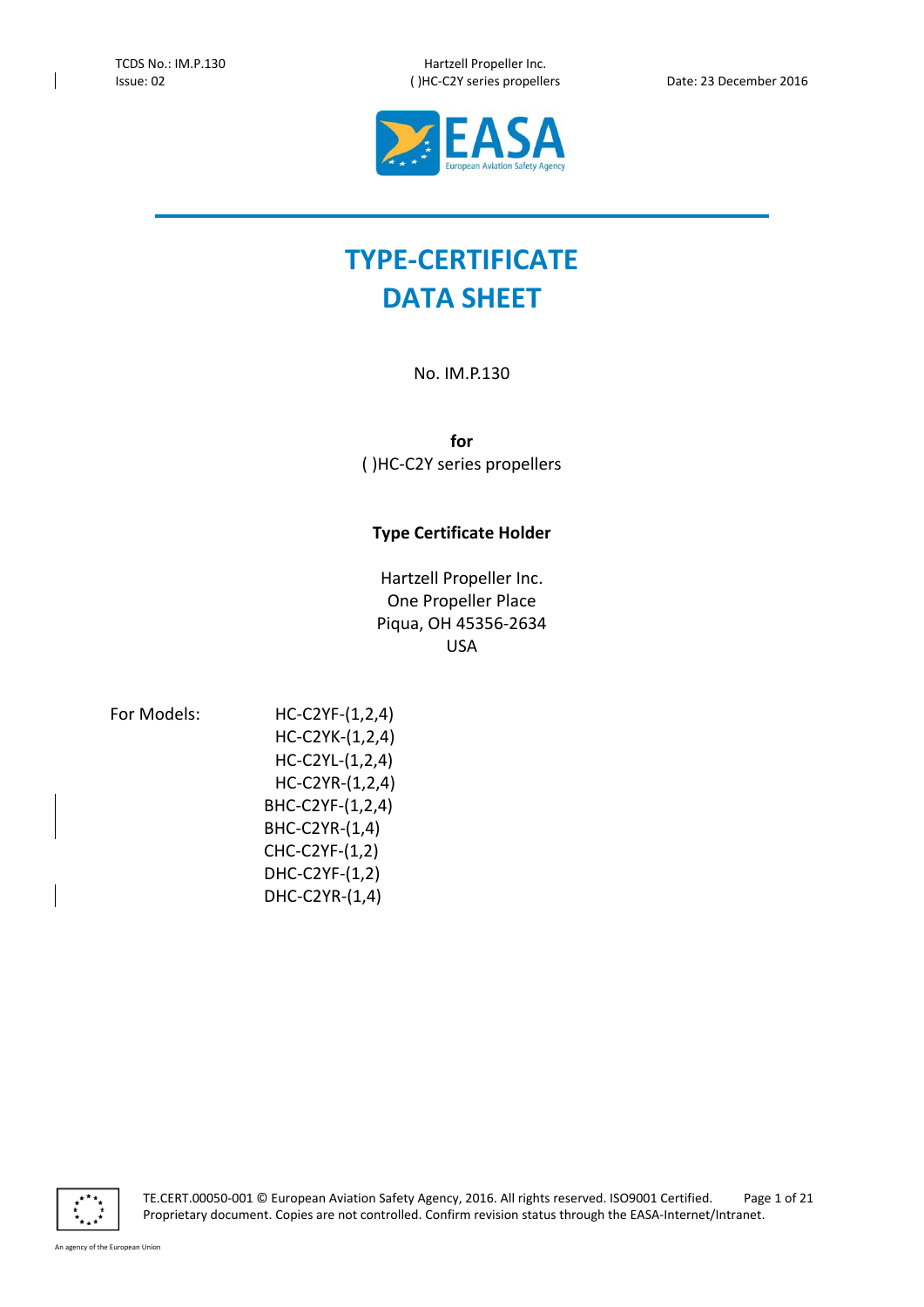# TYPE-CERTIFICATE DATA SHEET

No. IM.P.130

**for**

( )HC-C2Y series propellers

**Type Certificate Holder**

Hartzell Propeller Inc.
One Propeller Place
Piqua, OH 45356-2634
USA

For Models:

HC-C2YF-(1,2,4)
HC-C2YK-(1,2,4)
HC-C2YL-(1,2,4)
HC-C2YR-(1,2,4)
BHC-C2YF-(1,2,4)
BHC-C2YR-(1,4)
CHC-C2YF-(1,2)
DHC-C2YF-(1,2)
DHC-C2YR-(1,4)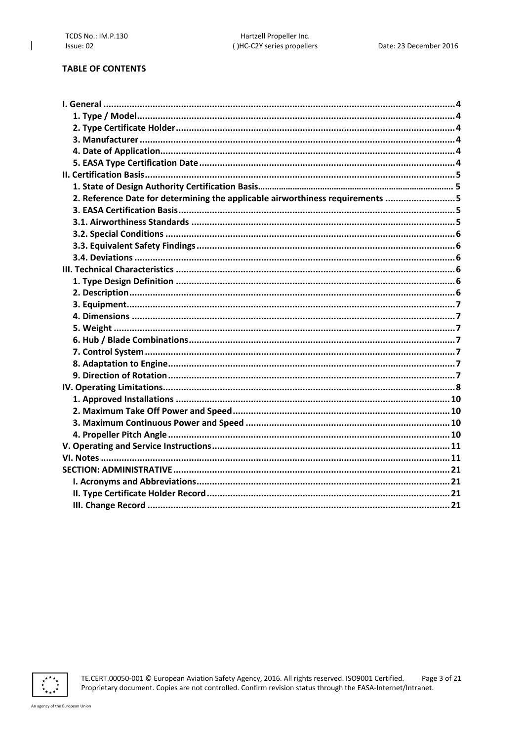**TABLE OF CONTENTS**

- I. General ....................................................................................................... 4
  - 1. Type / Model ........................................................................................... 4
  - 2. Type Certificate Holder ........................................................................... 4
  - 3. Manufacturer ........................................................................................... 4
  - 4. Date of Application ................................................................................. 4
  - 5. EASA Type Certification Date ................................................................. 4
- II. Certification Basis ....................................................................................... 5
  - 1. State of Design Authority Certification Basis .......................................... 5
  - 2. Reference Date for determining the applicable airworthiness requirements .......................... 5
  - 3. EASA Certification Basis ......................................................................... 5
  - 3.1. Airworthiness Standards ...................................................................... 5
  - 3.2. Special Conditions ............................................................................... 6
  - 3.3. Equivalent Safety Findings ................................................................... 6
  - 3.4. Deviations ............................................................................................ 6
- III. Technical Characteristics ............................................................................ 6
  - 1. Type Design Definition ............................................................................ 6
  - 2. Description .............................................................................................. 6
  - 3. Equipment ................................................................................................ 7
  - 4. Dimensions .............................................................................................. 7
  - 5. Weight ...................................................................................................... 7
  - 6. Hub / Blade Combinations ....................................................................... 7
  - 7. Control System ......................................................................................... 7
  - 8. Adaptation to Engine ................................................................................ 7
  - 9. Direction of Rotation ................................................................................ 7
- IV. Operating Limitations ................................................................................... 8
  - 1. Approved Installations ........................................................................... 10
  - 2. Maximum Take Off Power and Speed ...................................................... 10
  - 3. Maximum Continuous Power and Speed ................................................. 10
  - 4. Propeller Pitch Angle .............................................................................. 10
- V. Operating and Service Instructions ............................................................. 11
- VI. Notes ......................................................................................................... 11
- SECTION: ADMINISTRATIVE ......................................................................... 21
  - I. Acronyms and Abbreviations .................................................................. 21
  - II. Type Certificate Holder Record ............................................................. 21
  - III. Change Record ...................................................................................... 21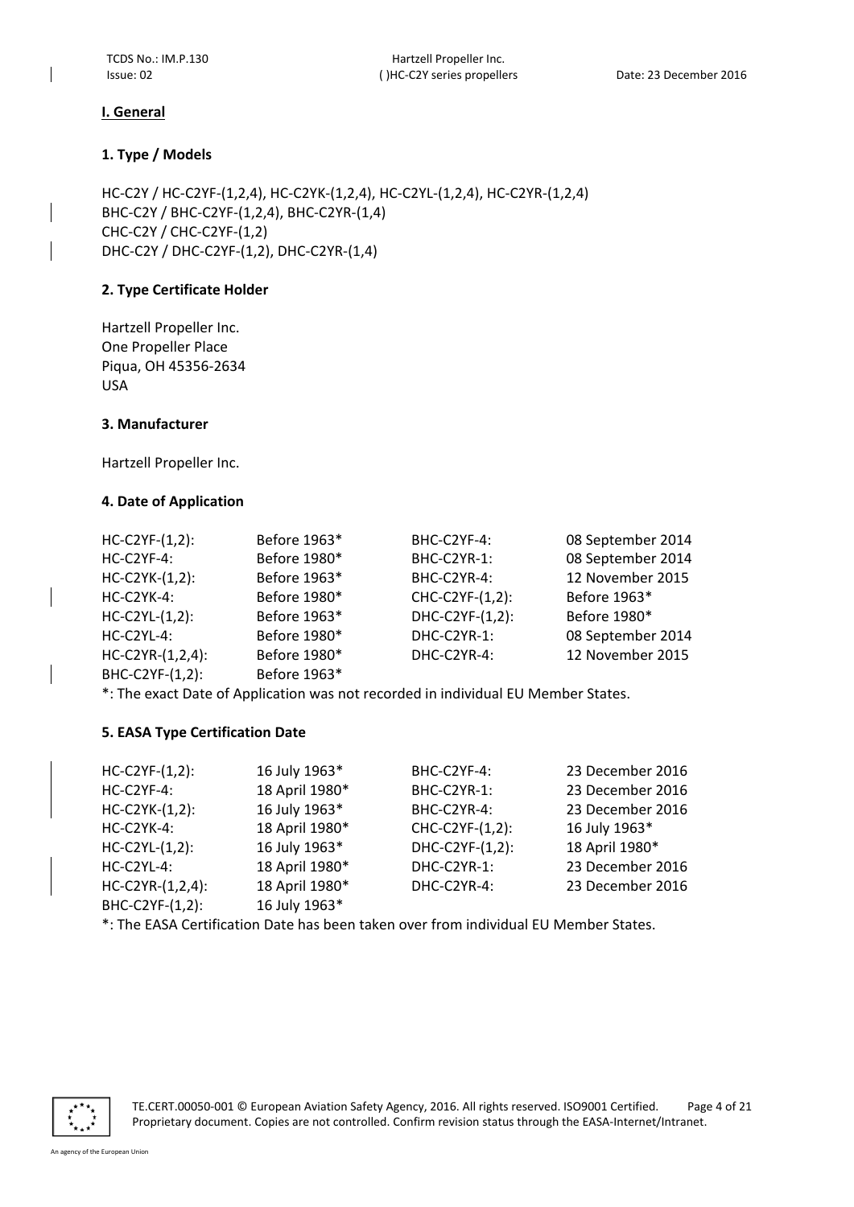## I. General

### 1. Type / Models

HC-C2Y / HC-C2YF-(1,2,4), HC-C2YK-(1,2,4), HC-C2YL-(1,2,4), HC-C2YR-(1,2,4)
BHC-C2Y / BHC-C2YF-(1,2,4), BHC-C2YR-(1,4)
CHC-C2Y / CHC-C2YF-(1,2)
DHC-C2Y / DHC-C2YF-(1,2), DHC-C2YR-(1,4)

### 2. Type Certificate Holder

Hartzell Propeller Inc.
One Propeller Place
Piqua, OH 45356-2634
USA

### 3. Manufacturer

Hartzell Propeller Inc.

### 4. Date of Application

| | | | |
|---|---|---|---|
| HC-C2YF-(1,2): | Before 1963* | BHC-C2YF-4: | 08 September 2014 |
| HC-C2YF-4: | Before 1980* | BHC-C2YR-1: | 08 September 2014 |
| HC-C2YK-(1,2): | Before 1963* | BHC-C2YR-4: | 12 November 2015 |
| HC-C2YK-4: | Before 1980* | CHC-C2YF-(1,2): | Before 1963* |
| HC-C2YL-(1,2): | Before 1963* | DHC-C2YF-(1,2): | Before 1980* |
| HC-C2YL-4: | Before 1980* | DHC-C2YR-1: | 08 September 2014 |
| HC-C2YR-(1,2,4): | Before 1980* | DHC-C2YR-4: | 12 November 2015 |
| BHC-C2YF-(1,2): | Before 1963* | | |

*: The exact Date of Application was not recorded in individual EU Member States.

### 5. EASA Type Certification Date

| | | | |
|---|---|---|---|
| HC-C2YF-(1,2): | 16 July 1963* | BHC-C2YF-4: | 23 December 2016 |
| HC-C2YF-4: | 18 April 1980* | BHC-C2YR-1: | 23 December 2016 |
| HC-C2YK-(1,2): | 16 July 1963* | BHC-C2YR-4: | 23 December 2016 |
| HC-C2YK-4: | 18 April 1980* | CHC-C2YF-(1,2): | 16 July 1963* |
| HC-C2YL-(1,2): | 16 July 1963* | DHC-C2YF-(1,2): | 18 April 1980* |
| HC-C2YL-4: | 18 April 1980* | DHC-C2YR-1: | 23 December 2016 |
| HC-C2YR-(1,2,4): | 18 April 1980* | DHC-C2YR-4: | 23 December 2016 |
| BHC-C2YF-(1,2): | 16 July 1963* | | |

*: The EASA Certification Date has been taken over from individual EU Member States.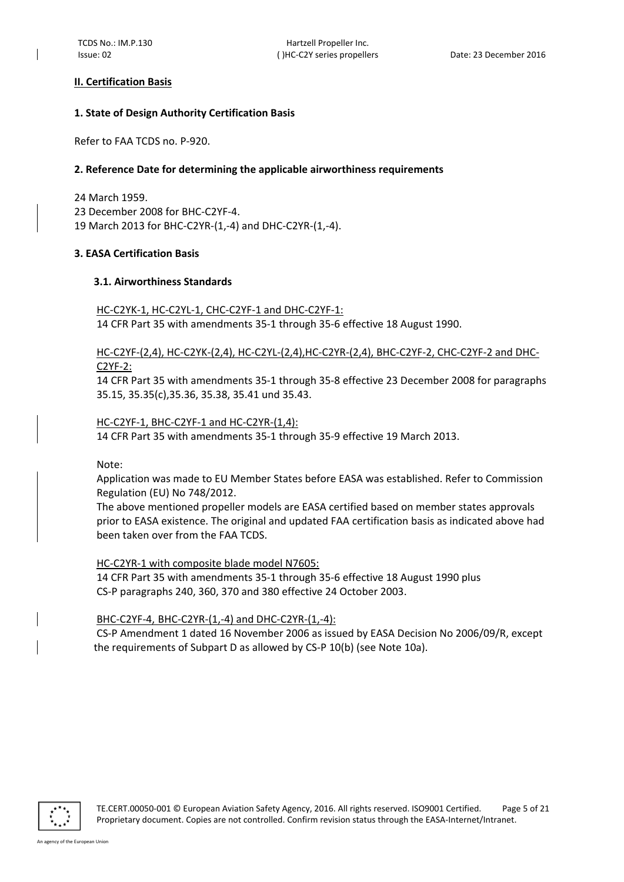## II. Certification Basis

### 1. State of Design Authority Certification Basis

Refer to FAA TCDS no. P-920.

### 2. Reference Date for determining the applicable airworthiness requirements

24 March 1959.
23 December 2008 for BHC-C2YF-4.
19 March 2013 for BHC-C2YR-(1,-4) and DHC-C2YR-(1,-4).

### 3. EASA Certification Basis

#### 3.1. Airworthiness Standards

HC-C2YK-1, HC-C2YL-1, CHC-C2YF-1 and DHC-C2YF-1:
14 CFR Part 35 with amendments 35-1 through 35-6 effective 18 August 1990.

HC-C2YF-(2,4), HC-C2YK-(2,4), HC-C2YL-(2,4),HC-C2YR-(2,4), BHC-C2YF-2, CHC-C2YF-2 and DHC-C2YF-2:
14 CFR Part 35 with amendments 35-1 through 35-8 effective 23 December 2008 for paragraphs 35.15, 35.35(c),35.36, 35.38, 35.41 und 35.43.

HC-C2YF-1, BHC-C2YF-1 and HC-C2YR-(1,4):
14 CFR Part 35 with amendments 35-1 through 35-9 effective 19 March 2013.

Note:
Application was made to EU Member States before EASA was established. Refer to Commission Regulation (EU) No 748/2012.
The above mentioned propeller models are EASA certified based on member states approvals prior to EASA existence. The original and updated FAA certification basis as indicated above had been taken over from the FAA TCDS.

HC-C2YR-1 with composite blade model N7605:
14 CFR Part 35 with amendments 35-1 through 35-6 effective 18 August 1990 plus CS-P paragraphs 240, 360, 370 and 380 effective 24 October 2003.

BHC-C2YF-4, BHC-C2YR-(1,-4) and DHC-C2YR-(1,-4):
CS-P Amendment 1 dated 16 November 2006 as issued by EASA Decision No 2006/09/R, except the requirements of Subpart D as allowed by CS-P 10(b) (see Note 10a).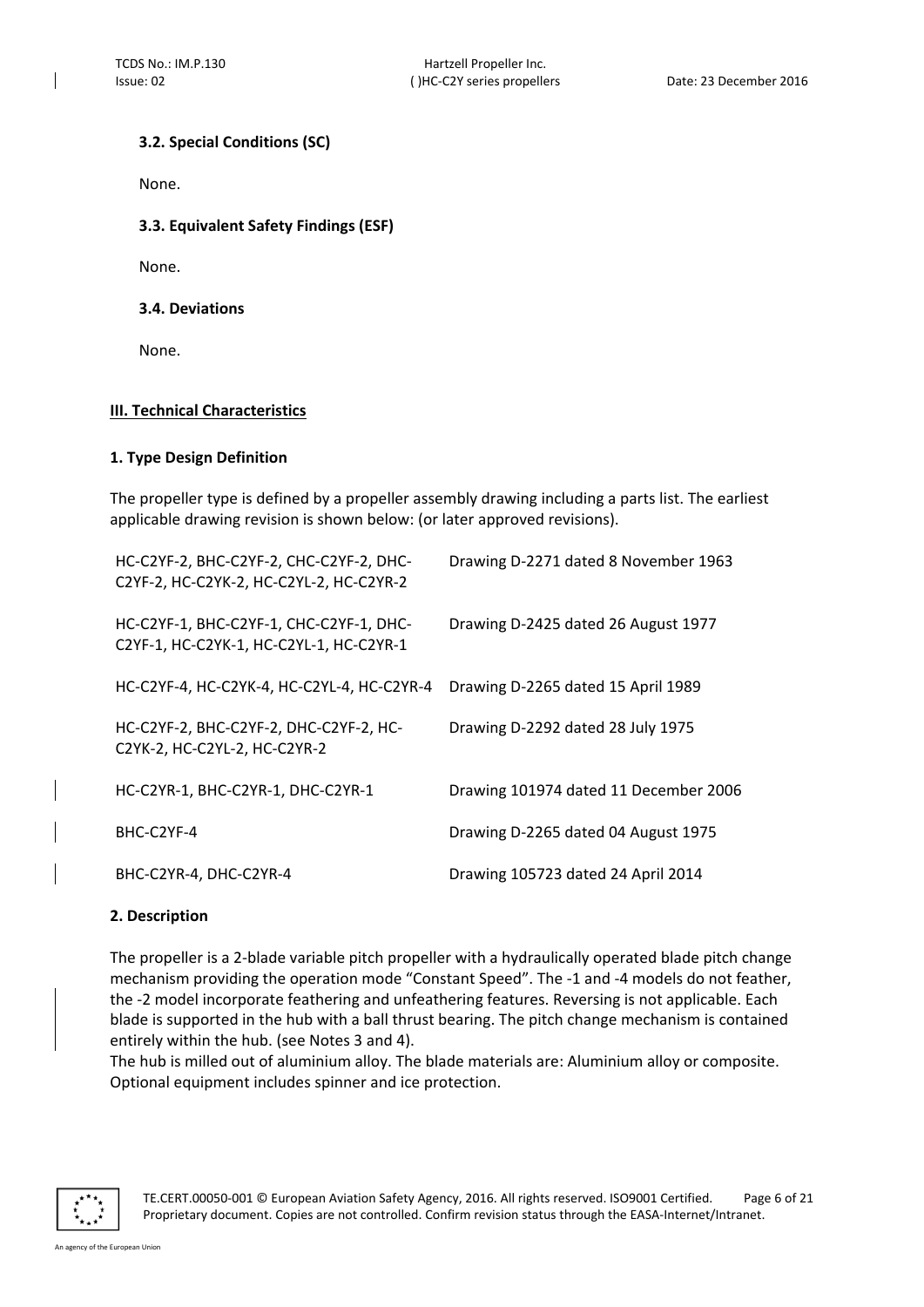### 3.2. Special Conditions (SC)

None.

### 3.3. Equivalent Safety Findings (ESF)

None.

### 3.4. Deviations

None.

## III. Technical Characteristics

### 1. Type Design Definition

The propeller type is defined by a propeller assembly drawing including a parts list. The earliest applicable drawing revision is shown below: (or later approved revisions).

| | |
|---|---|
| HC-C2YF-2, BHC-C2YF-2, CHC-C2YF-2, DHC-C2YF-2, HC-C2YK-2, HC-C2YL-2, HC-C2YR-2 | Drawing D-2271 dated 8 November 1963 |
| HC-C2YF-1, BHC-C2YF-1, CHC-C2YF-1, DHC-C2YF-1, HC-C2YK-1, HC-C2YL-1, HC-C2YR-1 | Drawing D-2425 dated 26 August 1977 |
| HC-C2YF-4, HC-C2YK-4, HC-C2YL-4, HC-C2YR-4 | Drawing D-2265 dated 15 April 1989 |
| HC-C2YF-2, BHC-C2YF-2, DHC-C2YF-2, HC-C2YK-2, HC-C2YL-2, HC-C2YR-2 | Drawing D-2292 dated 28 July 1975 |
| HC-C2YR-1, BHC-C2YR-1, DHC-C2YR-1 | Drawing 101974 dated 11 December 2006 |
| BHC-C2YF-4 | Drawing D-2265 dated 04 August 1975 |
| BHC-C2YR-4, DHC-C2YR-4 | Drawing 105723 dated 24 April 2014 |

### 2. Description

The propeller is a 2-blade variable pitch propeller with a hydraulically operated blade pitch change mechanism providing the operation mode "Constant Speed". The -1 and -4 models do not feather, the -2 model incorporate feathering and unfeathering features. Reversing is not applicable. Each blade is supported in the hub with a ball thrust bearing. The pitch change mechanism is contained entirely within the hub. (see Notes 3 and 4).
The hub is milled out of aluminium alloy. The blade materials are: Aluminium alloy or composite. Optional equipment includes spinner and ice protection.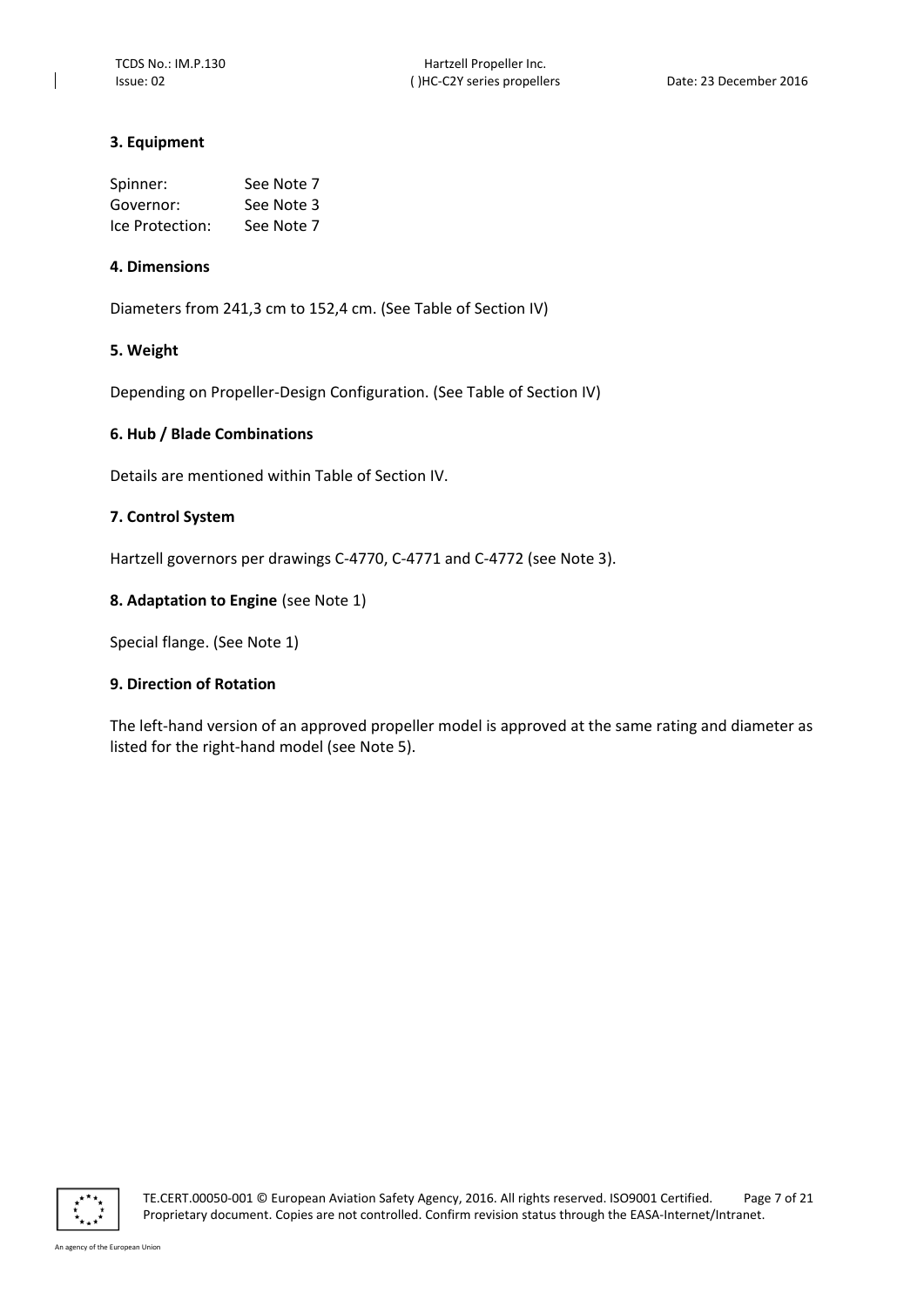### 3. Equipment

| | |
|---|---|
| Spinner: | See Note 7 |
| Governor: | See Note 3 |
| Ice Protection: | See Note 7 |

### 4. Dimensions

Diameters from 241,3 cm to 152,4 cm. (See Table of Section IV)

### 5. Weight

Depending on Propeller-Design Configuration. (See Table of Section IV)

### 6. Hub / Blade Combinations

Details are mentioned within Table of Section IV.

### 7. Control System

Hartzell governors per drawings C-4770, C-4771 and C-4772 (see Note 3).

### 8. Adaptation to Engine (see Note 1)

Special flange. (See Note 1)

### 9. Direction of Rotation

The left-hand version of an approved propeller model is approved at the same rating and diameter as listed for the right-hand model (see Note 5).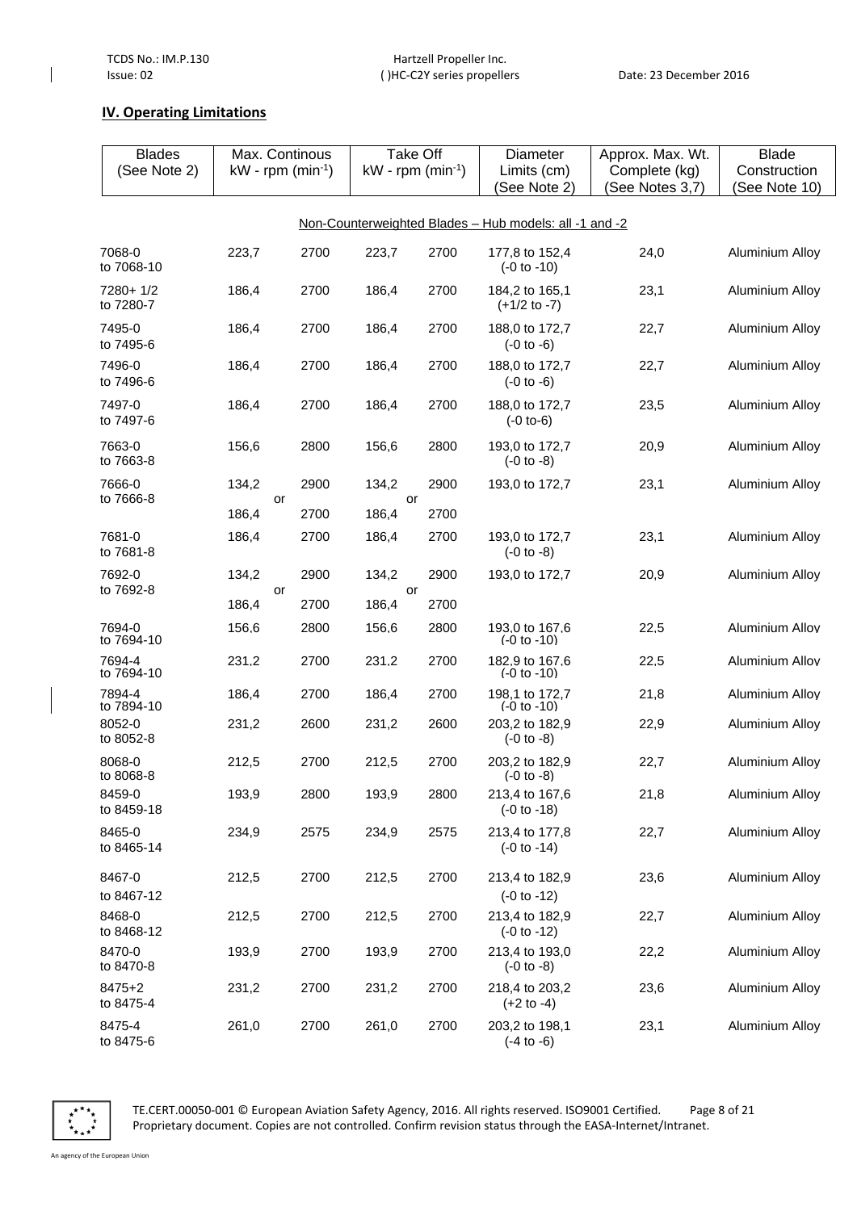## IV. Operating Limitations

| Blades (See Note 2) | Max. Continous kW - rpm ($min^{-1}$) | | Take Off kW - rpm ($min^{-1}$) | | Diameter Limits (cm) (See Note 2) | Approx. Max. Wt. Complete (kg) (See Notes 3,7) | Blade Construction (See Note 10) |
|---|---|---|---|---|---|---|---|
| | | | | | Non-Counterweighted Blades – Hub models: all -1 and -2 | | |
| 7068-0 to 7068-10 | 223,7 | 2700 | 223,7 | 2700 | 177,8 to 152,4 (-0 to -10) | 24,0 | Aluminium Alloy |
| 7280+ 1/2 to 7280-7 | 186,4 | 2700 | 186,4 | 2700 | 184,2 to 165,1 (+1/2 to -7) | 23,1 | Aluminium Alloy |
| 7495-0 to 7495-6 | 186,4 | 2700 | 186,4 | 2700 | 188,0 to 172,7 (-0 to -6) | 22,7 | Aluminium Alloy |
| 7496-0 to 7496-6 | 186,4 | 2700 | 186,4 | 2700 | 188,0 to 172,7 (-0 to -6) | 22,7 | Aluminium Alloy |
| 7497-0 to 7497-6 | 186,4 | 2700 | 186,4 | 2700 | 188,0 to 172,7 (-0 to-6) | 23,5 | Aluminium Alloy |
| 7663-0 to 7663-8 | 156,6 | 2800 | 156,6 | 2800 | 193,0 to 172,7 (-0 to -8) | 20,9 | Aluminium Alloy |
| 7666-0 to 7666-8 | 134,2 or 186,4 | 2900 2700 | 134,2 or 186,4 | 2900 2700 | 193,0 to 172,7 | 23,1 | Aluminium Alloy |
| 7681-0 to 7681-8 | 186,4 | 2700 | 186,4 | 2700 | 193,0 to 172,7 (-0 to -8) | 23,1 | Aluminium Alloy |
| 7692-0 to 7692-8 | 134,2 or 186,4 | 2900 2700 | 134,2 or 186,4 | 2900 2700 | 193,0 to 172,7 | 20,9 | Aluminium Alloy |
| 7694-0 to 7694-10 | 156,6 | 2800 | 156,6 | 2800 | 193,0 to 167,6 (-0 to -10) | 22,5 | Aluminium Alloy |
| 7694-4 to 7694-10 | 231,2 | 2700 | 231,2 | 2700 | 182,9 to 167,6 (-0 to -10) | 22,5 | Aluminium Alloy |
| 7894-4 to 7894-10 | 186,4 | 2700 | 186,4 | 2700 | 198,1 to 172,7 (-0 to -10) | 21,8 | Aluminium Alloy |
| 8052-0 to 8052-8 | 231,2 | 2600 | 231,2 | 2600 | 203,2 to 182,9 (-0 to -8) | 22,9 | Aluminium Alloy |
| 8068-0 to 8068-8 | 212,5 | 2700 | 212,5 | 2700 | 203,2 to 182,9 (-0 to -8) | 22,7 | Aluminium Alloy |
| 8459-0 to 8459-18 | 193,9 | 2800 | 193,9 | 2800 | 213,4 to 167,6 (-0 to -18) | 21,8 | Aluminium Alloy |
| 8465-0 to 8465-14 | 234,9 | 2575 | 234,9 | 2575 | 213,4 to 177,8 (-0 to -14) | 22,7 | Aluminium Alloy |
| 8467-0 to 8467-12 | 212,5 | 2700 | 212,5 | 2700 | 213,4 to 182,9 (-0 to -12) | 23,6 | Aluminium Alloy |
| 8468-0 to 8468-12 | 212,5 | 2700 | 212,5 | 2700 | 213,4 to 182,9 (-0 to -12) | 22,7 | Aluminium Alloy |
| 8470-0 to 8470-8 | 193,9 | 2700 | 193,9 | 2700 | 213,4 to 193,0 (-0 to -8) | 22,2 | Aluminium Alloy |
| 8475+2 to 8475-4 | 231,2 | 2700 | 231,2 | 2700 | 218,4 to 203,2 (+2 to -4) | 23,6 | Aluminium Alloy |
| 8475-4 to 8475-6 | 261,0 | 2700 | 261,0 | 2700 | 203,2 to 198,1 (-4 to -6) | 23,1 | Aluminium Alloy |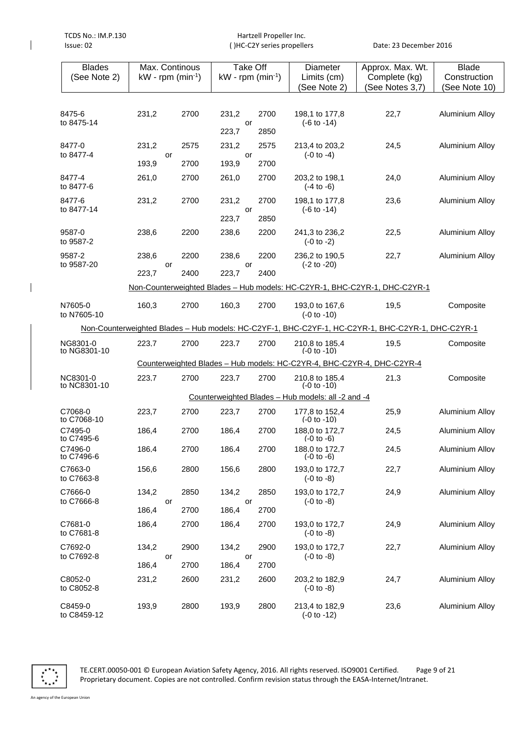| Blades (See Note 2) | Max. Continous kW - rpm ($min^{-1}$) | Take Off kW - rpm ($min^{-1}$) | Diameter Limits (cm) (See Note 2) | Approx. Max. Wt. Complete (kg) (See Notes 3,7) | Blade Construction (See Note 10) |
|---|---|---|---|---|---|
| 8475-6 to 8475-14 | 231,2 2700 | 231,2 2700 or 223,7 2850 | 198,1 to 177,8 (-6 to -14) | 22,7 | Aluminium Alloy |
| 8477-0 to 8477-4 | 231,2 2575 or 193,9 2700 | 231,2 2575 or 193,9 2700 | 213,4 to 203,2 (-0 to -4) | 24,5 | Aluminium Alloy |
| 8477-4 to 8477-6 | 261,0 2700 | 261,0 2700 | 203,2 to 198,1 (-4 to -6) | 24,0 | Aluminium Alloy |
| 8477-6 to 8477-14 | 231,2 2700 | 231,2 2700 or 223,7 2850 | 198,1 to 177,8 (-6 to -14) | 23,6 | Aluminium Alloy |
| 9587-0 to 9587-2 | 238,6 2200 | 238,6 2200 | 241,3 to 236,2 (-0 to -2) | 22,5 | Aluminium Alloy |
| 9587-2 to 9587-20 | 238,6 2200 or 223,7 2400 | 238,6 2200 or 223,7 2400 | 236,2 to 190,5 (-2 to -20) | 22,7 | Aluminium Alloy |
| Non-Counterweighted Blades – Hub models: HC-C2YR-1, BHC-C2YR-1, DHC-C2YR-1 | | | | | |
| N7605-0 to N7605-10 | 160,3 2700 | 160,3 2700 | 193,0 to 167,6 (-0 to -10) | 19,5 | Composite |
| Non-Counterweighted Blades – Hub models: HC-C2YF-1, BHC-C2YF-1, HC-C2YR-1, BHC-C2YR-1, DHC-C2YR-1 | | | | | |
| NG8301-0 to NG8301-10 | 223,7 2700 | 223,7 2700 | 210,8 to 185,4 (-0 to -10) | 19,5 | Composite |
| Counterweighted Blades – Hub models: HC-C2YR-4, BHC-C2YR-4, DHC-C2YR-4 | | | | | |
| NC8301-0 to NC8301-10 | 223,7 2700 | 223,7 2700 | 210,8 to 185,4 (-0 to -10) | 21,3 | Composite |
| Counterweighted Blades – Hub models: all -2 and -4 | | | | | |
| C7068-0 to C7068-10 | 223,7 2700 | 223,7 2700 | 177,8 to 152,4 (-0 to -10) | 25,9 | Aluminium Alloy |
| C7495-0 to C7495-6 | 186,4 2700 | 186,4 2700 | 188,0 to 172,7 (-0 to -6) | 24,5 | Aluminium Alloy |
| C7496-0 to C7496-6 | 186,4 2700 | 186,4 2700 | 188,0 to 172,7 (-0 to -6) | 24,5 | Aluminium Alloy |
| C7663-0 to C7663-8 | 156,6 2800 | 156,6 2800 | 193,0 to 172,7 (-0 to -8) | 22,7 | Aluminium Alloy |
| C7666-0 to C7666-8 | 134,2 2850 or 186,4 2700 | 134,2 2850 or 186,4 2700 | 193,0 to 172,7 (-0 to -8) | 24,9 | Aluminium Alloy |
| C7681-0 to C7681-8 | 186,4 2700 | 186,4 2700 | 193,0 to 172,7 (-0 to -8) | 24,9 | Aluminium Alloy |
| C7692-0 to C7692-8 | 134,2 2900 or 186,4 2700 | 134,2 2900 or 186,4 2700 | 193,0 to 172,7 (-0 to -8) | 22,7 | Aluminium Alloy |
| C8052-0 to C8052-8 | 231,2 2600 | 231,2 2600 | 203,2 to 182,9 (-0 to -8) | 24,7 | Aluminium Alloy |
| C8459-0 to C8459-12 | 193,9 2800 | 193,9 2800 | 213,4 to 182,9 (-0 to -12) | 23,6 | Aluminium Alloy |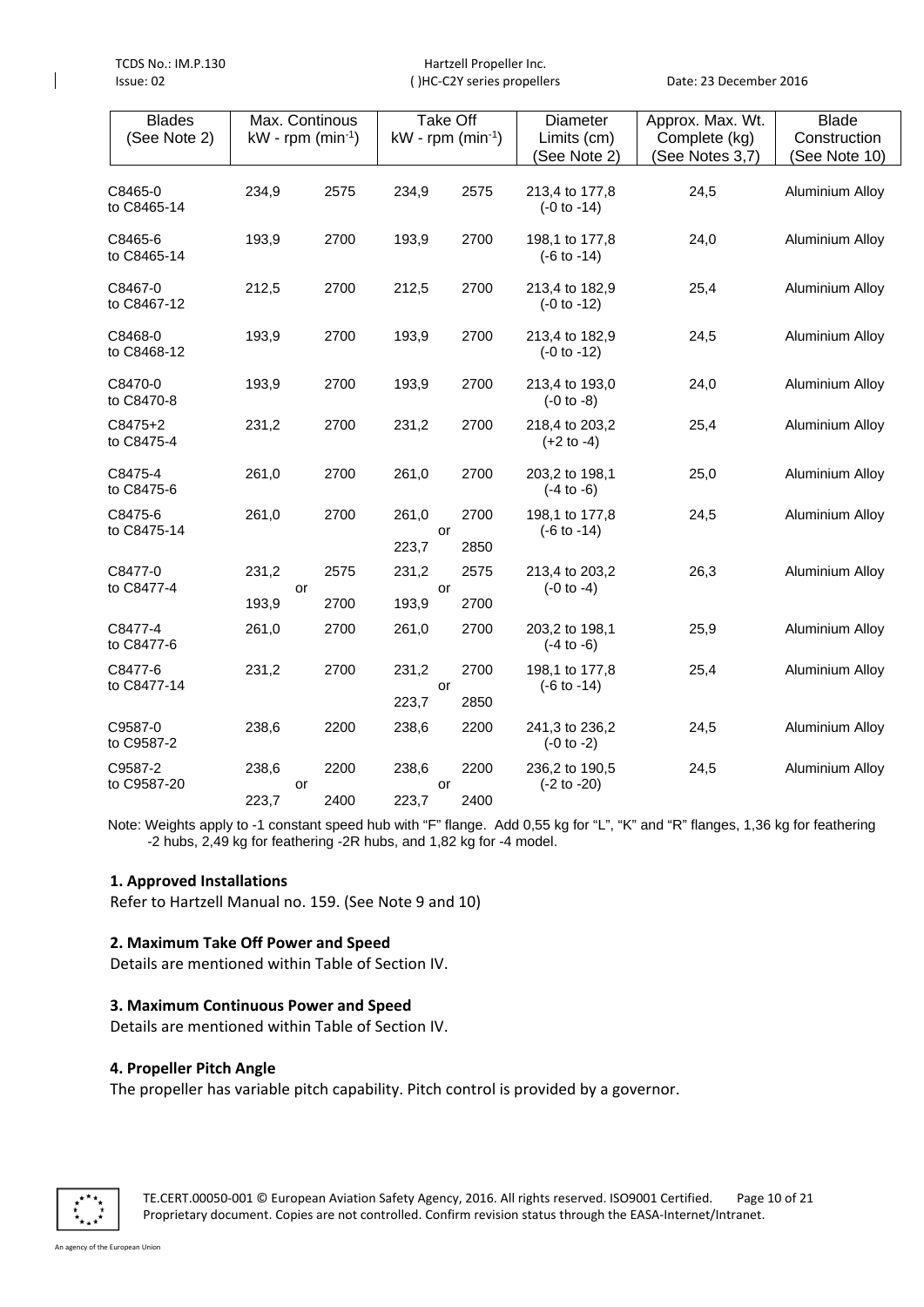| Blades (See Note 2) | Max. Continous kW - rpm ($min^{-1}$) | | Take Off kW - rpm ($min^{-1}$) | | Diameter Limits (cm) (See Note 2) | Approx. Max. Wt. Complete (kg) (See Notes 3,7) | Blade Construction (See Note 10) |
|---|---|---|---|---|---|---|---|
| C8465-0 to C8465-14 | 234,9 | 2575 | 234,9 | 2575 | 213,4 to 177,8 (-0 to -14) | 24,5 | Aluminium Alloy |
| C8465-6 to C8465-14 | 193,9 | 2700 | 193,9 | 2700 | 198,1 to 177,8 (-6 to -14) | 24,0 | Aluminium Alloy |
| C8467-0 to C8467-12 | 212,5 | 2700 | 212,5 | 2700 | 213,4 to 182,9 (-0 to -12) | 25,4 | Aluminium Alloy |
| C8468-0 to C8468-12 | 193,9 | 2700 | 193,9 | 2700 | 213,4 to 182,9 (-0 to -12) | 24,5 | Aluminium Alloy |
| C8470-0 to C8470-8 | 193,9 | 2700 | 193,9 | 2700 | 213,4 to 193,0 (-0 to -8) | 24,0 | Aluminium Alloy |
| C8475+2 to C8475-4 | 231,2 | 2700 | 231,2 | 2700 | 218,4 to 203,2 (+2 to -4) | 25,4 | Aluminium Alloy |
| C8475-4 to C8475-6 | 261,0 | 2700 | 261,0 | 2700 | 203,2 to 198,1 (-4 to -6) | 25,0 | Aluminium Alloy |
| C8475-6 to C8475-14 | 261,0 | 2700 | 261,0 or 223,7 | 2700 2850 | 198,1 to 177,8 (-6 to -14) | 24,5 | Aluminium Alloy |
| C8477-0 to C8477-4 | 231,2 or 193,9 | 2575 2700 | 231,2 or 193,9 | 2575 2700 | 213,4 to 203,2 (-0 to -4) | 26,3 | Aluminium Alloy |
| C8477-4 to C8477-6 | 261,0 | 2700 | 261,0 | 2700 | 203,2 to 198,1 (-4 to -6) | 25,9 | Aluminium Alloy |
| C8477-6 to C8477-14 | 231,2 | 2700 | 231,2 or 223,7 | 2700 2850 | 198,1 to 177,8 (-6 to -14) | 25,4 | Aluminium Alloy |
| C9587-0 to C9587-2 | 238,6 | 2200 | 238,6 | 2200 | 241,3 to 236,2 (-0 to -2) | 24,5 | Aluminium Alloy |
| C9587-2 to C9587-20 | 238,6 or 223,7 | 2200 2400 | 238,6 or 223,7 | 2200 2400 | 236,2 to 190,5 (-2 to -20) | 24,5 | Aluminium Alloy |

Note: Weights apply to -1 constant speed hub with "F" flange. Add 0,55 kg for "L", "K" and "R" flanges, 1,36 kg for feathering -2 hubs, 2,49 kg for feathering -2R hubs, and 1,82 kg for -4 model.

**1. Approved Installations**

Refer to Hartzell Manual no. 159. (See Note 9 and 10)

**2. Maximum Take Off Power and Speed**

Details are mentioned within Table of Section IV.

**3. Maximum Continuous Power and Speed**

Details are mentioned within Table of Section IV.

**4. Propeller Pitch Angle**

The propeller has variable pitch capability. Pitch control is provided by a governor.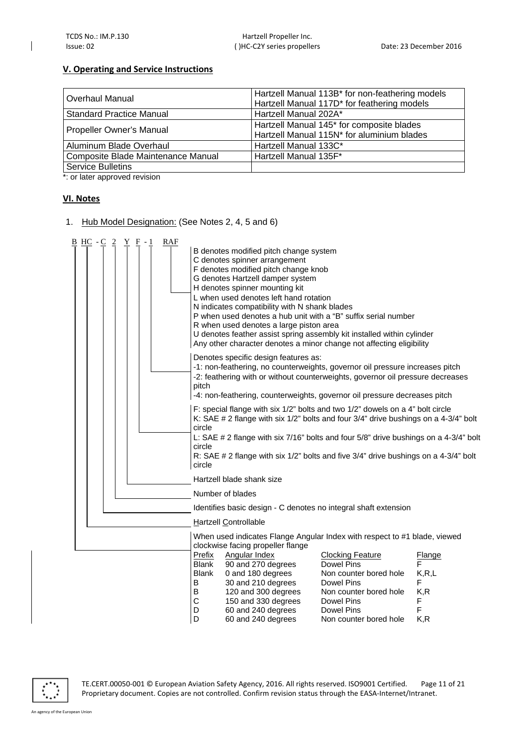## V. Operating and Service Instructions

| | |
|---|---|
| Overhaul Manual | Hartzell Manual 113B* for non-feathering models<br>Hartzell Manual 117D* for feathering models |
| Standard Practice Manual | Hartzell Manual 202A* |
| Propeller Owner's Manual | Hartzell Manual 145* for composite blades<br>Hartzell Manual 115N* for aluminium blades |
| Aluminum Blade Overhaul | Hartzell Manual 133C* |
| Composite Blade Maintenance Manual | Hartzell Manual 135F* |
| Service Bulletins | |

*: or later approved revision

## VI. Notes

1. Hub Model Designation: (See Notes 2, 4, 5 and 6)

B HC - C 2 Y F - 1 RAF

**RAF:**
- B denotes modified pitch change system
- C denotes spinner arrangement
- F denotes modified pitch change knob
- G denotes Hartzell damper system
- H denotes spinner mounting kit
- L when used denotes left hand rotation
- N indicates compatibility with N shank blades
- P when used denotes a hub unit with a "B" suffix serial number
- R when used denotes a large piston area
- U denotes feather assist spring assembly kit installed within cylinder
- Any other character denotes a minor change not affecting eligibility

**-1:** Denotes specific design features as:
- -1: non-feathering, no counterweights, governor oil pressure increases pitch
- -2: feathering with or without counterweights, governor oil pressure decreases pitch
- -4: non-feathering, counterweights, governor oil pressure decreases pitch

**F:**
- F: special flange with six 1/2" bolts and two 1/2" dowels on a 4" bolt circle
- K: SAE # 2 flange with six 1/2" bolts and four 3/4" drive bushings on a 4-3/4" bolt circle
- L: SAE # 2 flange with six 7/16" bolts and four 5/8" drive bushings on a 4-3/4" bolt circle
- R: SAE # 2 flange with six 1/2" bolts and five 3/4" drive bushings on a 4-3/4" bolt circle

**Y:** Hartzell blade shank size

**2:** Number of blades

**C:** Identifies basic design - C denotes no integral shaft extension

**HC:** Hartzell Controllable

**B:** When used indicates Flange Angular Index with respect to #1 blade, viewed clockwise facing propeller flange

| Prefix | Angular Index | Clocking Feature | Flange |
|---|---|---|---|
| Blank | 90 and 270 degrees | Dowel Pins | F |
| Blank | 0 and 180 degrees | Non counter bored hole | K,R,L |
| B | 30 and 210 degrees | Dowel Pins | F |
| B | 120 and 300 degrees | Non counter bored hole | K,R |
| C | 150 and 330 degrees | Dowel Pins | F |
| D | 60 and 240 degrees | Dowel Pins | F |
| D | 60 and 240 degrees | Non counter bored hole | K,R |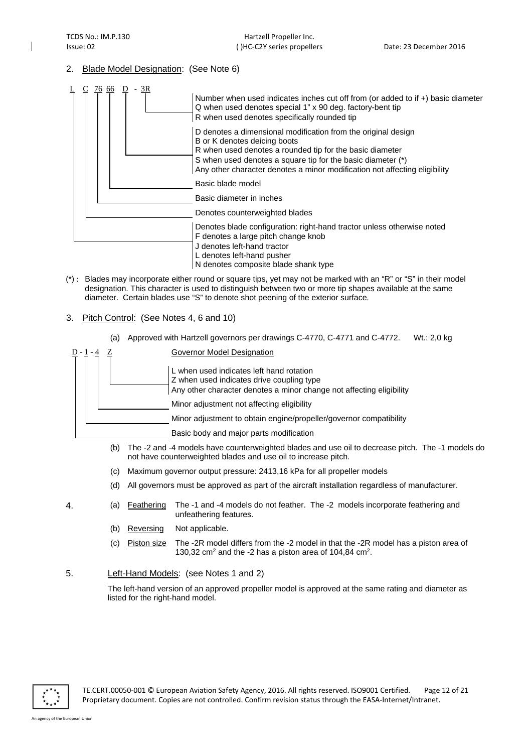2. Blade Model Designation: (See Note 6)

L C 76 66 D - 3R

- **3R**: Number when used indicates inches cut off from (or added to if +) basic diameter
  Q when used denotes special 1" x 90 deg. factory-bent tip
  R when used denotes specifically rounded tip
- **D**: D denotes a dimensional modification from the original design
  B or K denotes deicing boots
  R when used denotes a rounded tip for the basic diameter
  S when used denotes a square tip for the basic diameter (*)
  Any other character denotes a minor modification not affecting eligibility
- **66**: Basic blade model
- **76**: Basic diameter in inches
- **C**: Denotes counterweighted blades
- **L**: Denotes blade configuration: right-hand tractor unless otherwise noted
  F denotes a large pitch change knob
  J denotes left-hand tractor
  L denotes left-hand pusher
  N denotes composite blade shank type

(*) : Blades may incorporate either round or square tips, yet may not be marked with an "R" or "S" in their model designation. This character is used to distinguish between two or more tip shapes available at the same diameter. Certain blades use "S" to denote shot peening of the exterior surface.

3. Pitch Control: (See Notes 4, 6 and 10)

(a) Approved with Hartzell governors per drawings C-4770, C-4771 and C-4772. Wt.: 2,0 kg

D - 1 - 4 Z — Governor Model Designation

- **Z**: L when used indicates left hand rotation
  Z when used indicates drive coupling type
  Any other character denotes a minor change not affecting eligibility
- **4**: Minor adjustment not affecting eligibility
- **1**: Minor adjustment to obtain engine/propeller/governor compatibility
- **D**: Basic body and major parts modification

(b) The -2 and -4 models have counterweighted blades and use oil to decrease pitch. The -1 models do not have counterweighted blades and use oil to increase pitch.

(c) Maximum governor output pressure: 2413,16 kPa for all propeller models

(d) All governors must be approved as part of the aircraft installation regardless of manufacturer.

4. (a) Feathering — The -1 and -4 models do not feather. The -2 models incorporate feathering and unfeathering features.

(b) Reversing — Not applicable.

(c) Piston size — The -2R model differs from the -2 model in that the -2R model has a piston area of 130,32 $cm^2$ and the -2 has a piston area of 104,84 $cm^2$.

5. Left-Hand Models: (see Notes 1 and 2)

The left-hand version of an approved propeller model is approved at the same rating and diameter as listed for the right-hand model.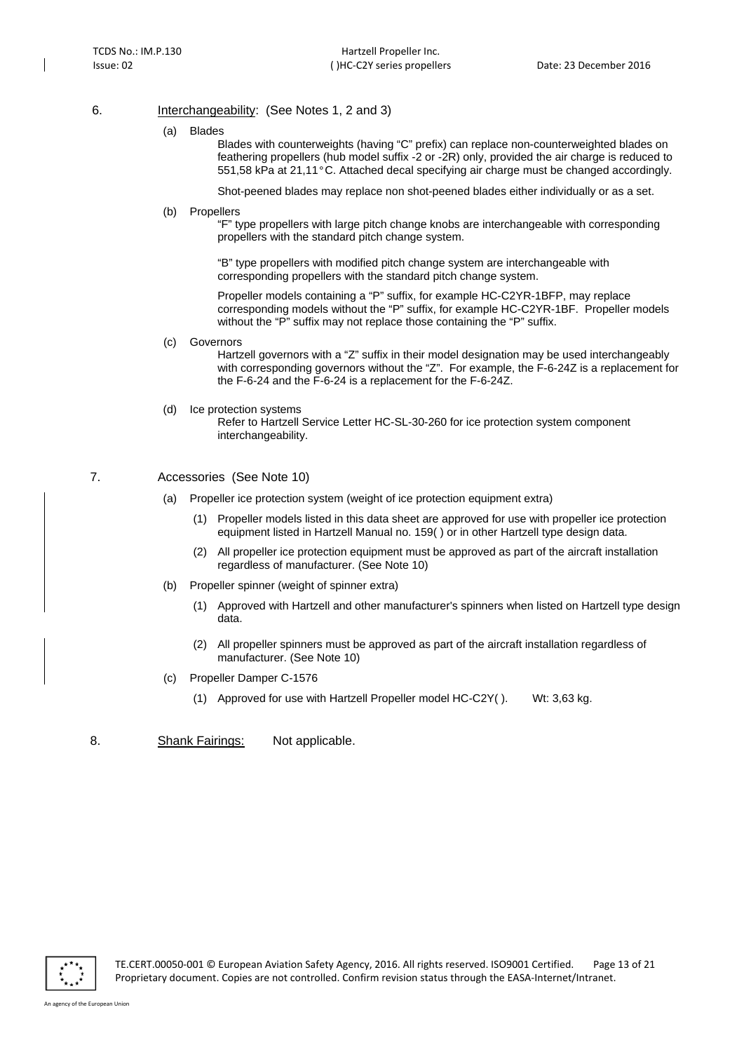6. **Interchangeability**: (See Notes 1, 2 and 3)

(a) Blades

Blades with counterweights (having "C" prefix) can replace non-counterweighted blades on feathering propellers (hub model suffix -2 or -2R) only, provided the air charge is reduced to 551,58 kPa at 21,11°C. Attached decal specifying air charge must be changed accordingly.

Shot-peened blades may replace non shot-peened blades either individually or as a set.

(b) Propellers

"F" type propellers with large pitch change knobs are interchangeable with corresponding propellers with the standard pitch change system.

"B" type propellers with modified pitch change system are interchangeable with corresponding propellers with the standard pitch change system.

Propeller models containing a "P" suffix, for example HC-C2YR-1BFP, may replace corresponding models without the "P" suffix, for example HC-C2YR-1BF. Propeller models without the "P" suffix may not replace those containing the "P" suffix.

(c) Governors

Hartzell governors with a "Z" suffix in their model designation may be used interchangeably with corresponding governors without the "Z". For example, the F-6-24Z is a replacement for the F-6-24 and the F-6-24 is a replacement for the F-6-24Z.

(d) Ice protection systems

Refer to Hartzell Service Letter HC-SL-30-260 for ice protection system component interchangeability.

7. Accessories (See Note 10)

(a) Propeller ice protection system (weight of ice protection equipment extra)

(1) Propeller models listed in this data sheet are approved for use with propeller ice protection equipment listed in Hartzell Manual no. 159( ) or in other Hartzell type design data.

(2) All propeller ice protection equipment must be approved as part of the aircraft installation regardless of manufacturer. (See Note 10)

(b) Propeller spinner (weight of spinner extra)

(1) Approved with Hartzell and other manufacturer's spinners when listed on Hartzell type design data.

(2) All propeller spinners must be approved as part of the aircraft installation regardless of manufacturer. (See Note 10)

(c) Propeller Damper C-1576

(1) Approved for use with Hartzell Propeller model HC-C2Y( ). Wt: 3,63 kg.

8. **Shank Fairings**: Not applicable.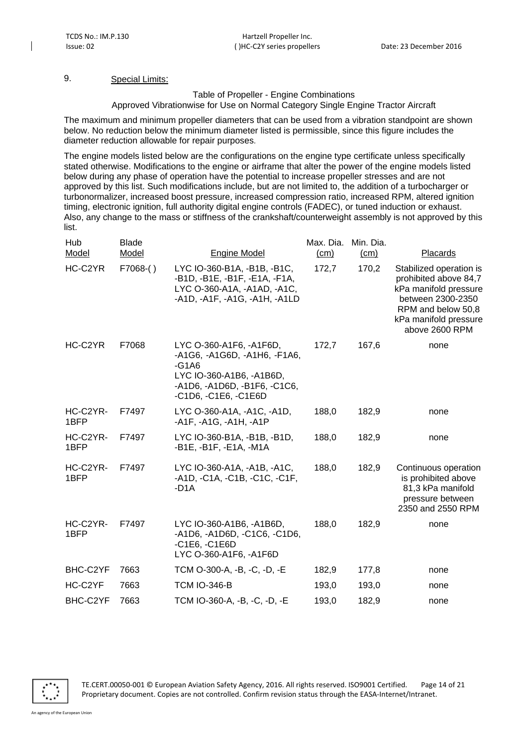9. Special Limits:

Table of Propeller - Engine Combinations
Approved Vibrationwise for Use on Normal Category Single Engine Tractor Aircraft

The maximum and minimum propeller diameters that can be used from a vibration standpoint are shown below. No reduction below the minimum diameter listed is permissible, since this figure includes the diameter reduction allowable for repair purposes.

The engine models listed below are the configurations on the engine type certificate unless specifically stated otherwise. Modifications to the engine or airframe that alter the power of the engine models listed below during any phase of operation have the potential to increase propeller stresses and are not approved by this list. Such modifications include, but are not limited to, the addition of a turbocharger or turbonormalizer, increased boost pressure, increased compression ratio, increased RPM, altered ignition timing, electronic ignition, full authority digital engine controls (FADEC), or tuned induction or exhaust. Also, any change to the mass or stiffness of the crankshaft/counterweight assembly is not approved by this list.

| Hub Model | Blade Model | Engine Model | Max. Dia. (cm) | Min. Dia. (cm) | Placards |
|---|---|---|---|---|---|
| HC-C2YR | F7068-( ) | LYC IO-360-B1A, -B1B, -B1C, -B1D, -B1E, -B1F, -E1A, -F1A, LYC O-360-A1A, -A1AD, -A1C, -A1D, -A1F, -A1G, -A1H, -A1LD | 172,7 | 170,2 | Stabilized operation is prohibited above 84,7 kPa manifold pressure between 2300-2350 RPM and below 50,8 kPa manifold pressure above 2600 RPM |
| HC-C2YR | F7068 | LYC O-360-A1F6, -A1F6D, -A1G6, -A1G6D, -A1H6, -F1A6, -G1A6<br>LYC IO-360-A1B6, -A1B6D, -A1D6, -A1D6D, -B1F6, -C1C6, -C1D6, -C1E6, -C1E6D | 172,7 | 167,6 | none |
| HC-C2YR-1BFP | F7497 | LYC O-360-A1A, -A1C, -A1D, -A1F, -A1G, -A1H, -A1P | 188,0 | 182,9 | none |
| HC-C2YR-1BFP | F7497 | LYC IO-360-B1A, -B1B, -B1D, -B1E, -B1F, -E1A, -M1A | 188,0 | 182,9 | none |
| HC-C2YR-1BFP | F7497 | LYC IO-360-A1A, -A1B, -A1C, -A1D, -C1A, -C1B, -C1C, -C1F, -D1A | 188,0 | 182,9 | Continuous operation is prohibited above 81,3 kPa manifold pressure between 2350 and 2550 RPM |
| HC-C2YR-1BFP | F7497 | LYC IO-360-A1B6, -A1B6D, -A1D6, -A1D6D, -C1C6, -C1D6, -C1E6, -C1E6D<br>LYC O-360-A1F6, -A1F6D | 188,0 | 182,9 | none |
| BHC-C2YF | 7663 | TCM O-300-A, -B, -C, -D, -E | 182,9 | 177,8 | none |
| HC-C2YF | 7663 | TCM IO-346-B | 193,0 | 193,0 | none |
| BHC-C2YF | 7663 | TCM IO-360-A, -B, -C, -D, -E | 193,0 | 182,9 | none |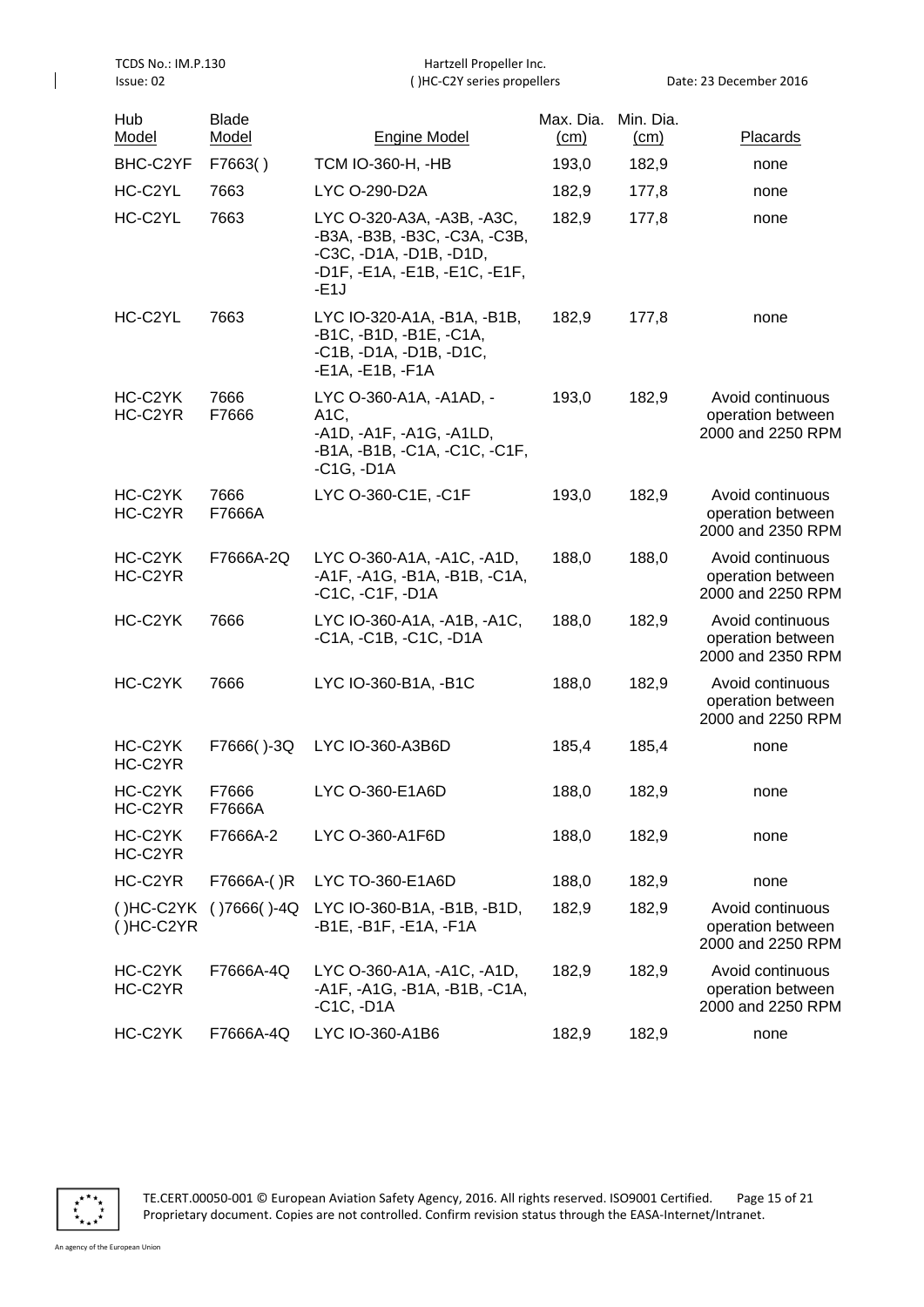| Hub Model | Blade Model | Engine Model | Max. Dia. (cm) | Min. Dia. (cm) | Placards |
|---|---|---|---|---|---|
| BHC-C2YF | F7663( ) | TCM IO-360-H, -HB | 193,0 | 182,9 | none |
| HC-C2YL | 7663 | LYC O-290-D2A | 182,9 | 177,8 | none |
| HC-C2YL | 7663 | LYC O-320-A3A, -A3B, -A3C, -B3A, -B3B, -B3C, -C3A, -C3B, -C3C, -D1A, -D1B, -D1D, -D1F, -E1A, -E1B, -E1C, -E1F, -E1J | 182,9 | 177,8 | none |
| HC-C2YL | 7663 | LYC IO-320-A1A, -B1A, -B1B, -B1C, -B1D, -B1E, -C1A, -C1B, -D1A, -D1B, -D1C, -E1A, -E1B, -F1A | 182,9 | 177,8 | none |
| HC-C2YK HC-C2YR | 7666 F7666 | LYC O-360-A1A, -A1AD, -A1C, -A1D, -A1F, -A1G, -A1LD, -B1A, -B1B, -C1A, -C1C, -C1F, -C1G, -D1A | 193,0 | 182,9 | Avoid continuous operation between 2000 and 2250 RPM |
| HC-C2YK HC-C2YR | 7666 F7666A | LYC O-360-C1E, -C1F | 193,0 | 182,9 | Avoid continuous operation between 2000 and 2350 RPM |
| HC-C2YK HC-C2YR | F7666A-2Q | LYC O-360-A1A, -A1C, -A1D, -A1F, -A1G, -B1A, -B1B, -C1A, -C1C, -C1F, -D1A | 188,0 | 188,0 | Avoid continuous operation between 2000 and 2250 RPM |
| HC-C2YK | 7666 | LYC IO-360-A1A, -A1B, -A1C, -C1A, -C1B, -C1C, -D1A | 188,0 | 182,9 | Avoid continuous operation between 2000 and 2350 RPM |
| HC-C2YK | 7666 | LYC IO-360-B1A, -B1C | 188,0 | 182,9 | Avoid continuous operation between 2000 and 2250 RPM |
| HC-C2YK HC-C2YR | F7666( )-3Q | LYC IO-360-A3B6D | 185,4 | 185,4 | none |
| HC-C2YK HC-C2YR | F7666 F7666A | LYC O-360-E1A6D | 188,0 | 182,9 | none |
| HC-C2YK HC-C2YR | F7666A-2 | LYC O-360-A1F6D | 188,0 | 182,9 | none |
| HC-C2YR | F7666A-( )R | LYC TO-360-E1A6D | 188,0 | 182,9 | none |
| ( )HC-C2YK ( )HC-C2YR | ( )7666( )-4Q | LYC IO-360-B1A, -B1B, -B1D, -B1E, -B1F, -E1A, -F1A | 182,9 | 182,9 | Avoid continuous operation between 2000 and 2250 RPM |
| HC-C2YK HC-C2YR | F7666A-4Q | LYC O-360-A1A, -A1C, -A1D, -A1F, -A1G, -B1A, -B1B, -C1A, -C1C, -D1A | 182,9 | 182,9 | Avoid continuous operation between 2000 and 2250 RPM |
| HC-C2YK | F7666A-4Q | LYC IO-360-A1B6 | 182,9 | 182,9 | none |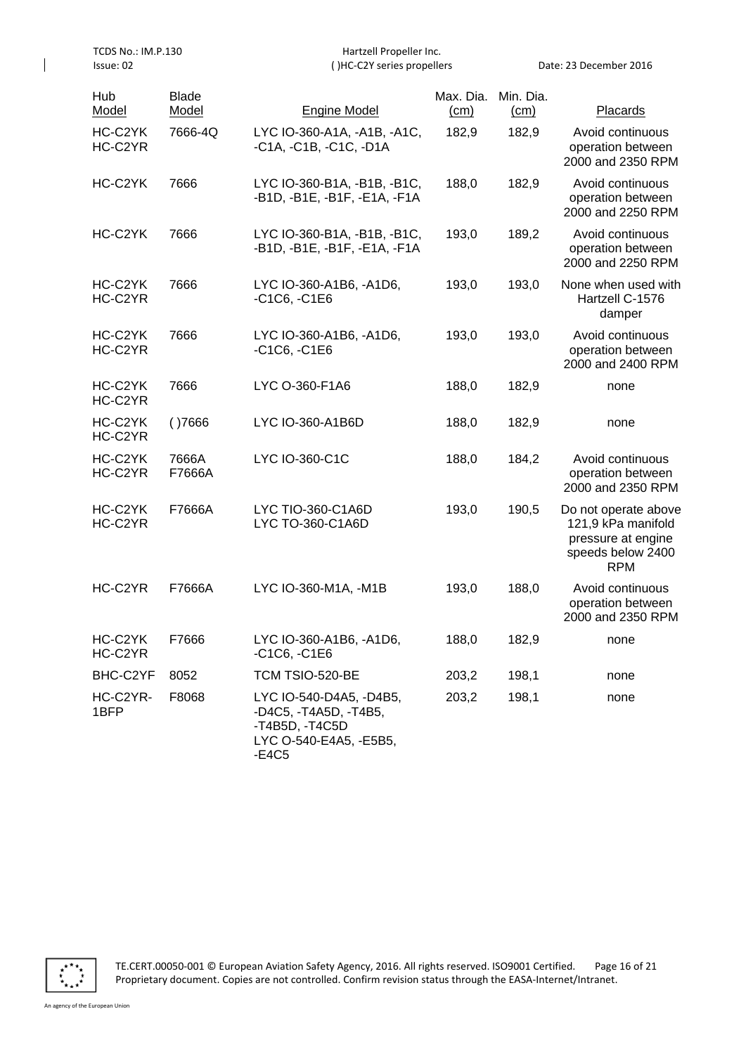| Hub Model | Blade Model | Engine Model | Max. Dia. (cm) | Min. Dia. (cm) | Placards |
|---|---|---|---|---|---|
| HC-C2YK HC-C2YR | 7666-4Q | LYC IO-360-A1A, -A1B, -A1C, -C1A, -C1B, -C1C, -D1A | 182,9 | 182,9 | Avoid continuous operation between 2000 and 2350 RPM |
| HC-C2YK | 7666 | LYC IO-360-B1A, -B1B, -B1C, -B1D, -B1E, -B1F, -E1A, -F1A | 188,0 | 182,9 | Avoid continuous operation between 2000 and 2250 RPM |
| HC-C2YK | 7666 | LYC IO-360-B1A, -B1B, -B1C, -B1D, -B1E, -B1F, -E1A, -F1A | 193,0 | 189,2 | Avoid continuous operation between 2000 and 2250 RPM |
| HC-C2YK HC-C2YR | 7666 | LYC IO-360-A1B6, -A1D6, -C1C6, -C1E6 | 193,0 | 193,0 | None when used with Hartzell C-1576 damper |
| HC-C2YK HC-C2YR | 7666 | LYC IO-360-A1B6, -A1D6, -C1C6, -C1E6 | 193,0 | 193,0 | Avoid continuous operation between 2000 and 2400 RPM |
| HC-C2YK HC-C2YR | 7666 | LYC O-360-F1A6 | 188,0 | 182,9 | none |
| HC-C2YK HC-C2YR | ( )7666 | LYC IO-360-A1B6D | 188,0 | 182,9 | none |
| HC-C2YK HC-C2YR | 7666A F7666A | LYC IO-360-C1C | 188,0 | 184,2 | Avoid continuous operation between 2000 and 2350 RPM |
| HC-C2YK HC-C2YR | F7666A | LYC TIO-360-C1A6D LYC TO-360-C1A6D | 193,0 | 190,5 | Do not operate above 121,9 kPa manifold pressure at engine speeds below 2400 RPM |
| HC-C2YR | F7666A | LYC IO-360-M1A, -M1B | 193,0 | 188,0 | Avoid continuous operation between 2000 and 2350 RPM |
| HC-C2YK HC-C2YR | F7666 | LYC IO-360-A1B6, -A1D6, -C1C6, -C1E6 | 188,0 | 182,9 | none |
| BHC-C2YF | 8052 | TCM TSIO-520-BE | 203,2 | 198,1 | none |
| HC-C2YR-1BFP | F8068 | LYC IO-540-D4A5, -D4B5, -D4C5, -T4A5D, -T4B5, -T4B5D, -T4C5D LYC O-540-E4A5, -E5B5, -E4C5 | 203,2 | 198,1 | none |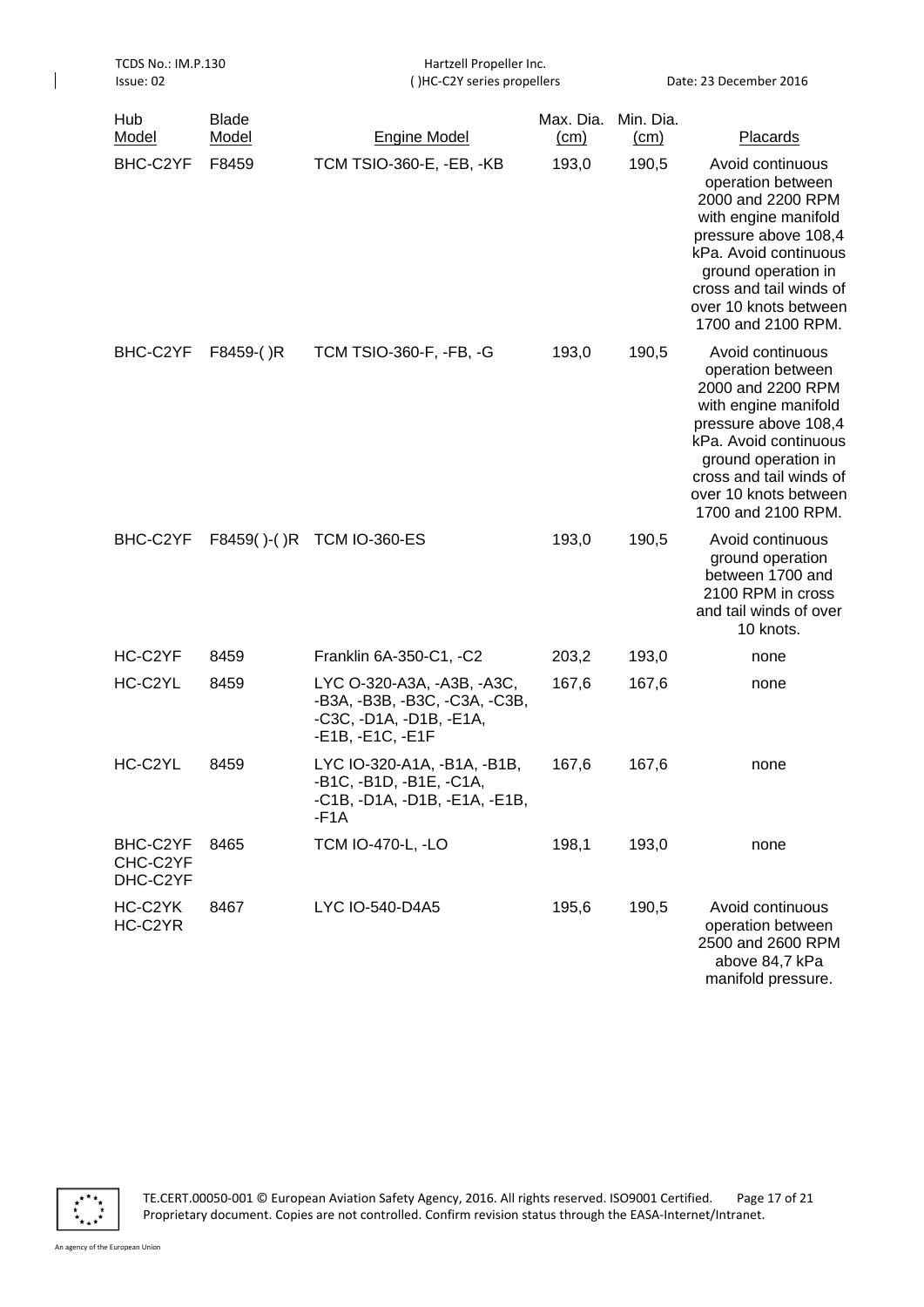| Hub Model | Blade Model | Engine Model | Max. Dia. (cm) | Min. Dia. (cm) | Placards |
|---|---|---|---|---|---|
| BHC-C2YF | F8459 | TCM TSIO-360-E, -EB, -KB | 193,0 | 190,5 | Avoid continuous operation between 2000 and 2200 RPM with engine manifold pressure above 108,4 kPa. Avoid continuous ground operation in cross and tail winds of over 10 knots between 1700 and 2100 RPM. |
| BHC-C2YF | F8459-( )R | TCM TSIO-360-F, -FB, -G | 193,0 | 190,5 | Avoid continuous operation between 2000 and 2200 RPM with engine manifold pressure above 108,4 kPa. Avoid continuous ground operation in cross and tail winds of over 10 knots between 1700 and 2100 RPM. |
| BHC-C2YF | F8459( )-( )R | TCM IO-360-ES | 193,0 | 190,5 | Avoid continuous ground operation between 1700 and 2100 RPM in cross and tail winds of over 10 knots. |
| HC-C2YF | 8459 | Franklin 6A-350-C1, -C2 | 203,2 | 193,0 | none |
| HC-C2YL | 8459 | LYC O-320-A3A, -A3B, -A3C, -B3A, -B3B, -B3C, -C3A, -C3B, -C3C, -D1A, -D1B, -E1A, -E1B, -E1C, -E1F | 167,6 | 167,6 | none |
| HC-C2YL | 8459 | LYC IO-320-A1A, -B1A, -B1B, -B1C, -B1D, -B1E, -C1A, -C1B, -D1A, -D1B, -E1A, -E1B, -F1A | 167,6 | 167,6 | none |
| BHC-C2YF CHC-C2YF DHC-C2YF | 8465 | TCM IO-470-L, -LO | 198,1 | 193,0 | none |
| HC-C2YK HC-C2YR | 8467 | LYC IO-540-D4A5 | 195,6 | 190,5 | Avoid continuous operation between 2500 and 2600 RPM above 84,7 kPa manifold pressure. |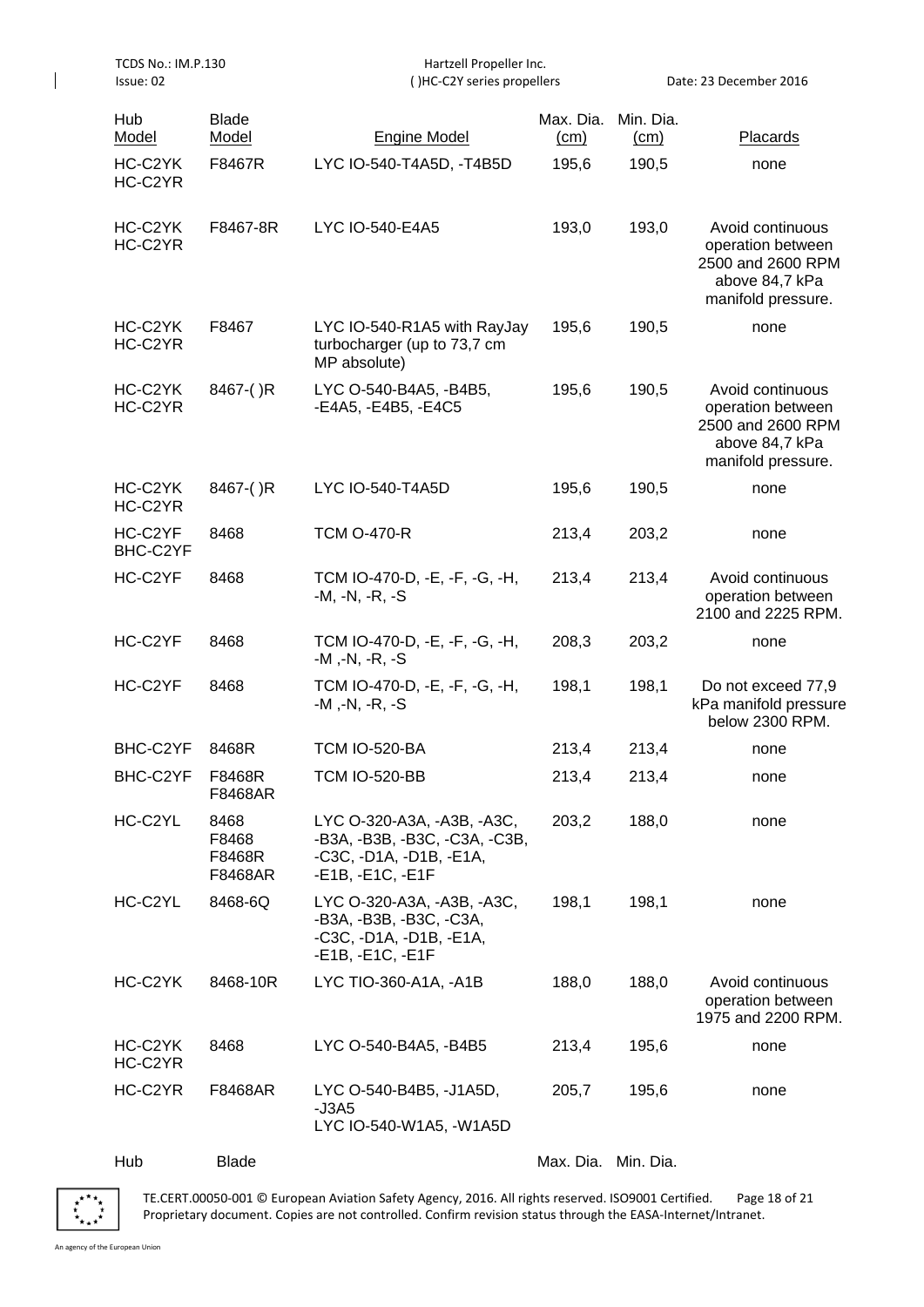| Hub Model | Blade Model | Engine Model | Max. Dia. (cm) | Min. Dia. (cm) | Placards |
|---|---|---|---|---|---|
| HC-C2YK HC-C2YR | F8467R | LYC IO-540-T4A5D, -T4B5D | 195,6 | 190,5 | none |
| HC-C2YK HC-C2YR | F8467-8R | LYC IO-540-E4A5 | 193,0 | 193,0 | Avoid continuous operation between 2500 and 2600 RPM above 84,7 kPa manifold pressure. |
| HC-C2YK HC-C2YR | F8467 | LYC IO-540-R1A5 with RayJay turbocharger (up to 73,7 cm MP absolute) | 195,6 | 190,5 | none |
| HC-C2YK HC-C2YR | 8467-( )R | LYC O-540-B4A5, -B4B5, -E4A5, -E4B5, -E4C5 | 195,6 | 190,5 | Avoid continuous operation between 2500 and 2600 RPM above 84,7 kPa manifold pressure. |
| HC-C2YK HC-C2YR | 8467-( )R | LYC IO-540-T4A5D | 195,6 | 190,5 | none |
| HC-C2YF BHC-C2YF | 8468 | TCM O-470-R | 213,4 | 203,2 | none |
| HC-C2YF | 8468 | TCM IO-470-D, -E, -F, -G, -H, -M, -N, -R, -S | 213,4 | 213,4 | Avoid continuous operation between 2100 and 2225 RPM. |
| HC-C2YF | 8468 | TCM IO-470-D, -E, -F, -G, -H, -M ,-N, -R, -S | 208,3 | 203,2 | none |
| HC-C2YF | 8468 | TCM IO-470-D, -E, -F, -G, -H, -M ,-N, -R, -S | 198,1 | 198,1 | Do not exceed 77,9 kPa manifold pressure below 2300 RPM. |
| BHC-C2YF | 8468R | TCM IO-520-BA | 213,4 | 213,4 | none |
| BHC-C2YF | F8468R F8468AR | TCM IO-520-BB | 213,4 | 213,4 | none |
| HC-C2YL | 8468 F8468 F8468R F8468AR | LYC O-320-A3A, -A3B, -A3C, -B3A, -B3B, -B3C, -C3A, -C3B, -C3C, -D1A, -D1B, -E1A, -E1B, -E1C, -E1F | 203,2 | 188,0 | none |
| HC-C2YL | 8468-6Q | LYC O-320-A3A, -A3B, -A3C, -B3A, -B3B, -B3C, -C3A, -C3C, -D1A, -D1B, -E1A, -E1B, -E1C, -E1F | 198,1 | 198,1 | none |
| HC-C2YK | 8468-10R | LYC TIO-360-A1A, -A1B | 188,0 | 188,0 | Avoid continuous operation between 1975 and 2200 RPM. |
| HC-C2YK HC-C2YR | 8468 | LYC O-540-B4A5, -B4B5 | 213,4 | 195,6 | none |
| HC-C2YR | F8468AR | LYC O-540-B4B5, -J1A5D, -J3A5 LYC IO-540-W1A5, -W1A5D | 205,7 | 195,6 | none |

| Hub | Blade | | Max. Dia. | Min. Dia. | |
|---|---|---|---|---|---|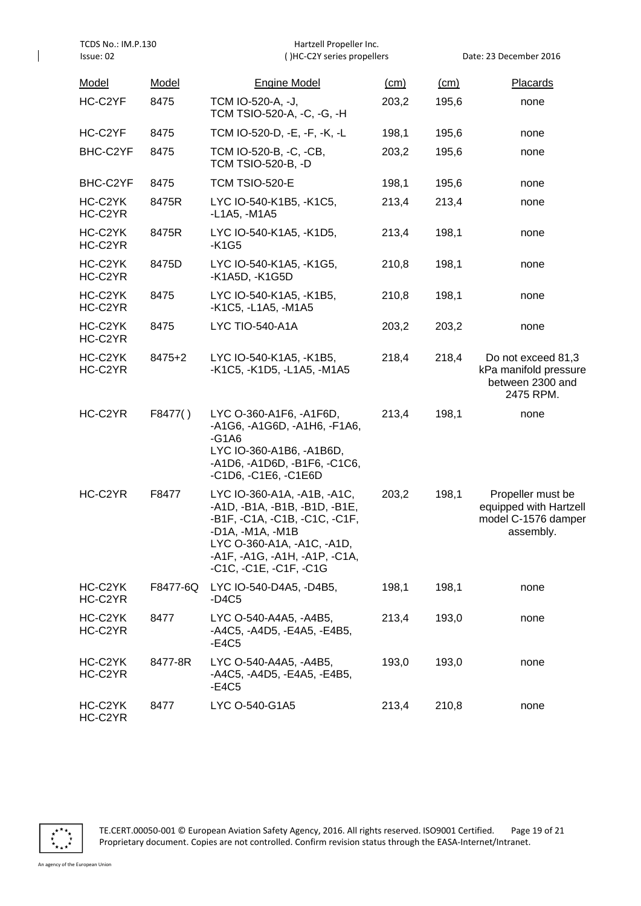| Model | Model | Engine Model | (cm) | (cm) | Placards |
|---|---|---|---|---|---|
| HC-C2YF | 8475 | TCM IO-520-A, -J,<br>TCM TSIO-520-A, -C, -G, -H | 203,2 | 195,6 | none |
| HC-C2YF | 8475 | TCM IO-520-D, -E, -F, -K, -L | 198,1 | 195,6 | none |
| BHC-C2YF | 8475 | TCM IO-520-B, -C, -CB,<br>TCM TSIO-520-B, -D | 203,2 | 195,6 | none |
| BHC-C2YF | 8475 | TCM TSIO-520-E | 198,1 | 195,6 | none |
| HC-C2YK<br>HC-C2YR | 8475R | LYC IO-540-K1B5, -K1C5,<br>-L1A5, -M1A5 | 213,4 | 213,4 | none |
| HC-C2YK<br>HC-C2YR | 8475R | LYC IO-540-K1A5, -K1D5,<br>-K1G5 | 213,4 | 198,1 | none |
| HC-C2YK<br>HC-C2YR | 8475D | LYC IO-540-K1A5, -K1G5,<br>-K1A5D, -K1G5D | 210,8 | 198,1 | none |
| HC-C2YK<br>HC-C2YR | 8475 | LYC IO-540-K1A5, -K1B5,<br>-K1C5, -L1A5, -M1A5 | 210,8 | 198,1 | none |
| HC-C2YK<br>HC-C2YR | 8475 | LYC TIO-540-A1A | 203,2 | 203,2 | none |
| HC-C2YK<br>HC-C2YR | 8475+2 | LYC IO-540-K1A5, -K1B5,<br>-K1C5, -K1D5, -L1A5, -M1A5 | 218,4 | 218,4 | Do not exceed 81,3 kPa manifold pressure between 2300 and 2475 RPM. |
| HC-C2YR | F8477( ) | LYC O-360-A1F6, -A1F6D,<br>-A1G6, -A1G6D, -A1H6, -F1A6,<br>-G1A6<br>LYC IO-360-A1B6, -A1B6D,<br>-A1D6, -A1D6D, -B1F6, -C1C6,<br>-C1D6, -C1E6, -C1E6D | 213,4 | 198,1 | none |
| HC-C2YR | F8477 | LYC IO-360-A1A, -A1B, -A1C,<br>-A1D, -B1A, -B1B, -B1D, -B1E,<br>-B1F, -C1A, -C1B, -C1C, -C1F,<br>-D1A, -M1A, -M1B<br>LYC O-360-A1A, -A1C, -A1D,<br>-A1F, -A1G, -A1H, -A1P, -C1A,<br>-C1C, -C1E, -C1F, -C1G | 203,2 | 198,1 | Propeller must be equipped with Hartzell model C-1576 damper assembly. |
| HC-C2YK<br>HC-C2YR | F8477-6Q | LYC IO-540-D4A5, -D4B5,<br>-D4C5 | 198,1 | 198,1 | none |
| HC-C2YK<br>HC-C2YR | 8477 | LYC O-540-A4A5, -A4B5,<br>-A4C5, -A4D5, -E4A5, -E4B5,<br>-E4C5 | 213,4 | 193,0 | none |
| HC-C2YK<br>HC-C2YR | 8477-8R | LYC O-540-A4A5, -A4B5,<br>-A4C5, -A4D5, -E4A5, -E4B5,<br>-E4C5 | 193,0 | 193,0 | none |
| HC-C2YK<br>HC-C2YR | 8477 | LYC O-540-G1A5 | 213,4 | 210,8 | none |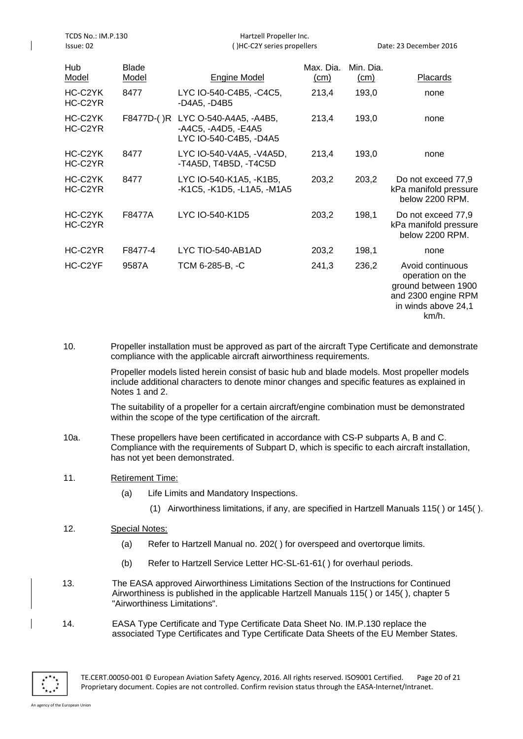| Hub Model | Blade Model | Engine Model | Max. Dia. (cm) | Min. Dia. (cm) | Placards |
|---|---|---|---|---|---|
| HC-C2YK HC-C2YR | 8477 | LYC IO-540-C4B5, -C4C5, -D4A5, -D4B5 | 213,4 | 193,0 | none |
| HC-C2YK HC-C2YR | F8477D-( )R | LYC O-540-A4A5, -A4B5, -A4C5, -A4D5, -E4A5 LYC IO-540-C4B5, -D4A5 | 213,4 | 193,0 | none |
| HC-C2YK HC-C2YR | 8477 | LYC IO-540-V4A5, -V4A5D, -T4A5D, T4B5D, -T4C5D | 213,4 | 193,0 | none |
| HC-C2YK HC-C2YR | 8477 | LYC IO-540-K1A5, -K1B5, -K1C5, -K1D5, -L1A5, -M1A5 | 203,2 | 203,2 | Do not exceed 77,9 kPa manifold pressure below 2200 RPM. |
| HC-C2YK HC-C2YR | F8477A | LYC IO-540-K1D5 | 203,2 | 198,1 | Do not exceed 77,9 kPa manifold pressure below 2200 RPM. |
| HC-C2YR | F8477-4 | LYC TIO-540-AB1AD | 203,2 | 198,1 | none |
| HC-C2YF | 9587A | TCM 6-285-B, -C | 241,3 | 236,2 | Avoid continuous operation on the ground between 1900 and 2300 engine RPM in winds above 24,1 km/h. |

10. Propeller installation must be approved as part of the aircraft Type Certificate and demonstrate compliance with the applicable aircraft airworthiness requirements.

    Propeller models listed herein consist of basic hub and blade models. Most propeller models include additional characters to denote minor changes and specific features as explained in Notes 1 and 2.

    The suitability of a propeller for a certain aircraft/engine combination must be demonstrated within the scope of the type certification of the aircraft.

10a. These propellers have been certificated in accordance with CS-P subparts A, B and C. Compliance with the requirements of Subpart D, which is specific to each aircraft installation, has not yet been demonstrated.

11. Retirement Time:

    (a) Life Limits and Mandatory Inspections.

    (1) Airworthiness limitations, if any, are specified in Hartzell Manuals 115( ) or 145( ).

12. Special Notes:

    (a) Refer to Hartzell Manual no. 202( ) for overspeed and overtorque limits.

    (b) Refer to Hartzell Service Letter HC-SL-61-61( ) for overhaul periods.

13. The EASA approved Airworthiness Limitations Section of the Instructions for Continued Airworthiness is published in the applicable Hartzell Manuals 115( ) or 145( ), chapter 5 "Airworthiness Limitations".

14. EASA Type Certificate and Type Certificate Data Sheet No. IM.P.130 replace the associated Type Certificates and Type Certificate Data Sheets of the EU Member States.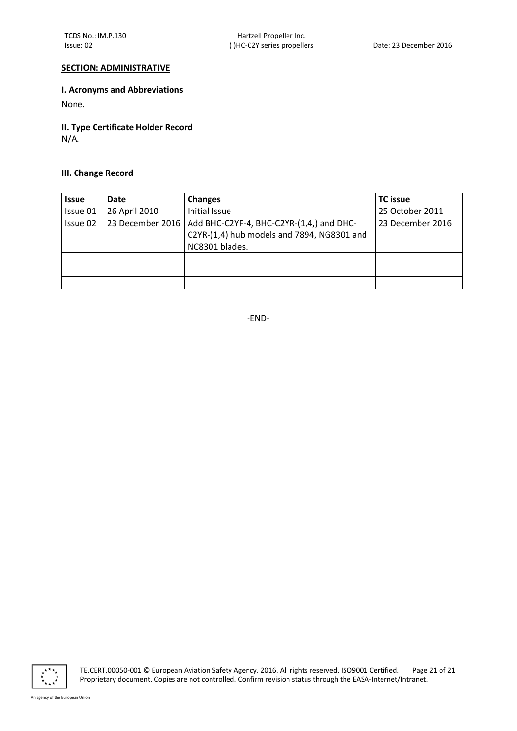**SECTION: ADMINISTRATIVE**

### I. Acronyms and Abbreviations

None.

### II. Type Certificate Holder Record

N/A.

### III. Change Record

| Issue | Date | Changes | TC issue |
|---|---|---|---|
| Issue 01 | 26 April 2010 | Initial Issue | 25 October 2011 |
| Issue 02 | 23 December 2016 | Add BHC-C2YF-4, BHC-C2YR-(1,4,) and DHC-C2YR-(1,4) hub models and 7894, NG8301 and NC8301 blades. | 23 December 2016 |
| | | | |
| | | | |
| | | | |

-END-